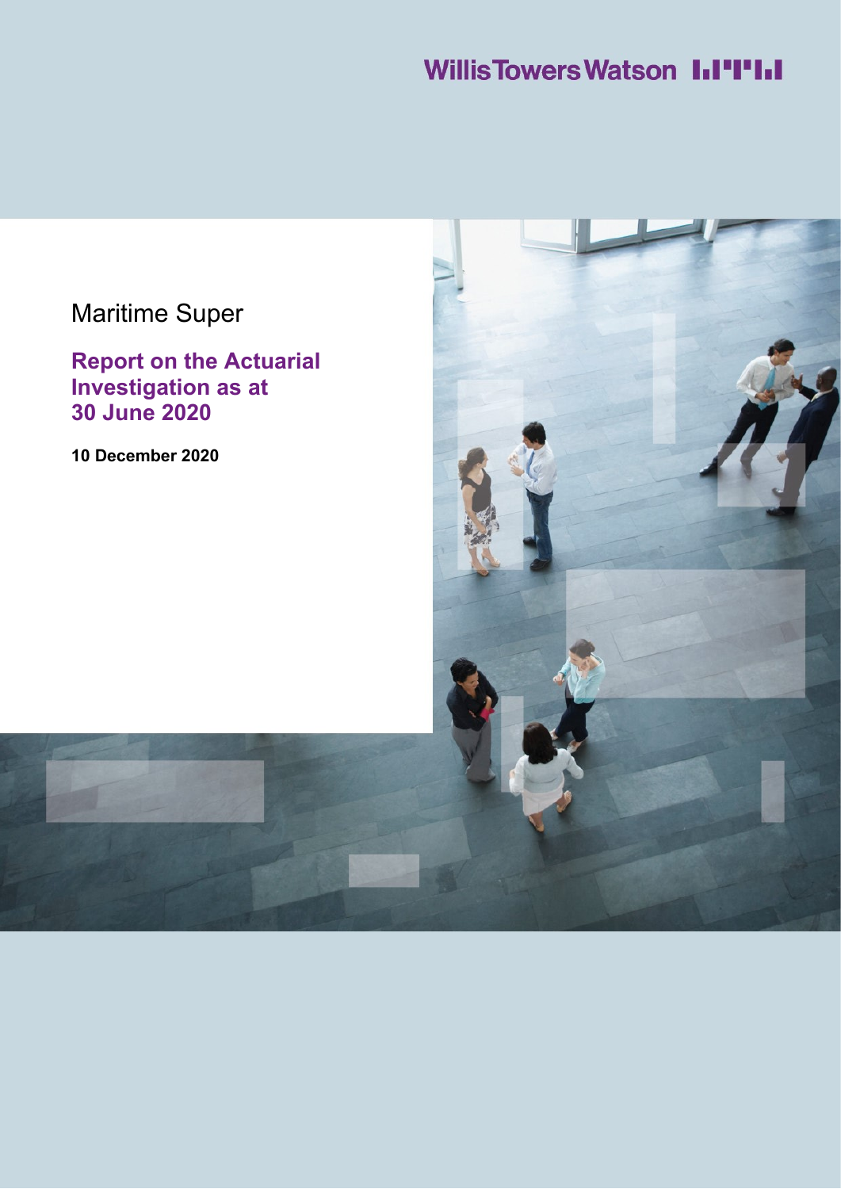Willis Towers Watson

# Maritime Super

## Report on the Actuarial Investigation as at 30 June 2020

**10 December 2020**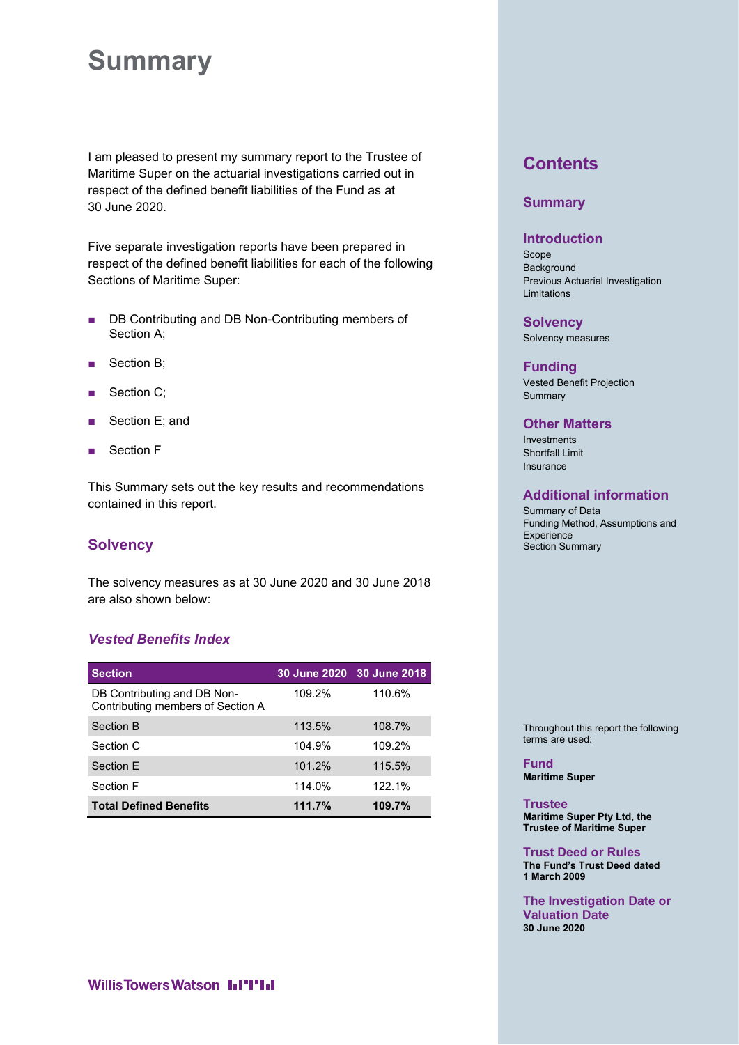# Summary

I am pleased to present my summary report to the Trustee of Maritime Super on the actuarial investigations carried out in respect of the defined benefit liabilities of the Fund as at 30 June 2020.

Five separate investigation reports have been prepared in respect of the defined benefit liabilities for each of the following Sections of Maritime Super:

- DB Contributing and DB Non-Contributing members of Section A;
- Section B;
- Section C;
- Section E; and
- Section F

This Summary sets out the key results and recommendations contained in this report.

## Solvency

The solvency measures as at 30 June 2020 and 30 June 2018 are also shown below:

### *Vested Benefits Index*

| Section | 30 June 2020 | 30 June 2018 |
|---|---|---|
| DB Contributing and DB Non-Contributing members of Section A | 109.2% | 110.6% |
| Section B | 113.5% | 108.7% |
| Section C | 104.9% | 109.2% |
| Section E | 101.2% | 115.5% |
| Section F | 114.0% | 122.1% |
| **Total Defined Benefits** | **111.7%** | **109.7%** |

## Contents

**Summary**

**Introduction**
Scope
Background
Previous Actuarial Investigation
Limitations

**Solvency**
Solvency measures

**Funding**
Vested Benefit Projection
Summary

**Other Matters**
Investments
Shortfall Limit
Insurance

**Additional information**
Summary of Data
Funding Method, Assumptions and Experience
Section Summary

Throughout this report the following terms are used:

**Fund**
**Maritime Super**

**Trustee**
**Maritime Super Pty Ltd, the Trustee of Maritime Super**

**Trust Deed or Rules**
**The Fund's Trust Deed dated 1 March 2009**

**The Investigation Date or Valuation Date**
**30 June 2020**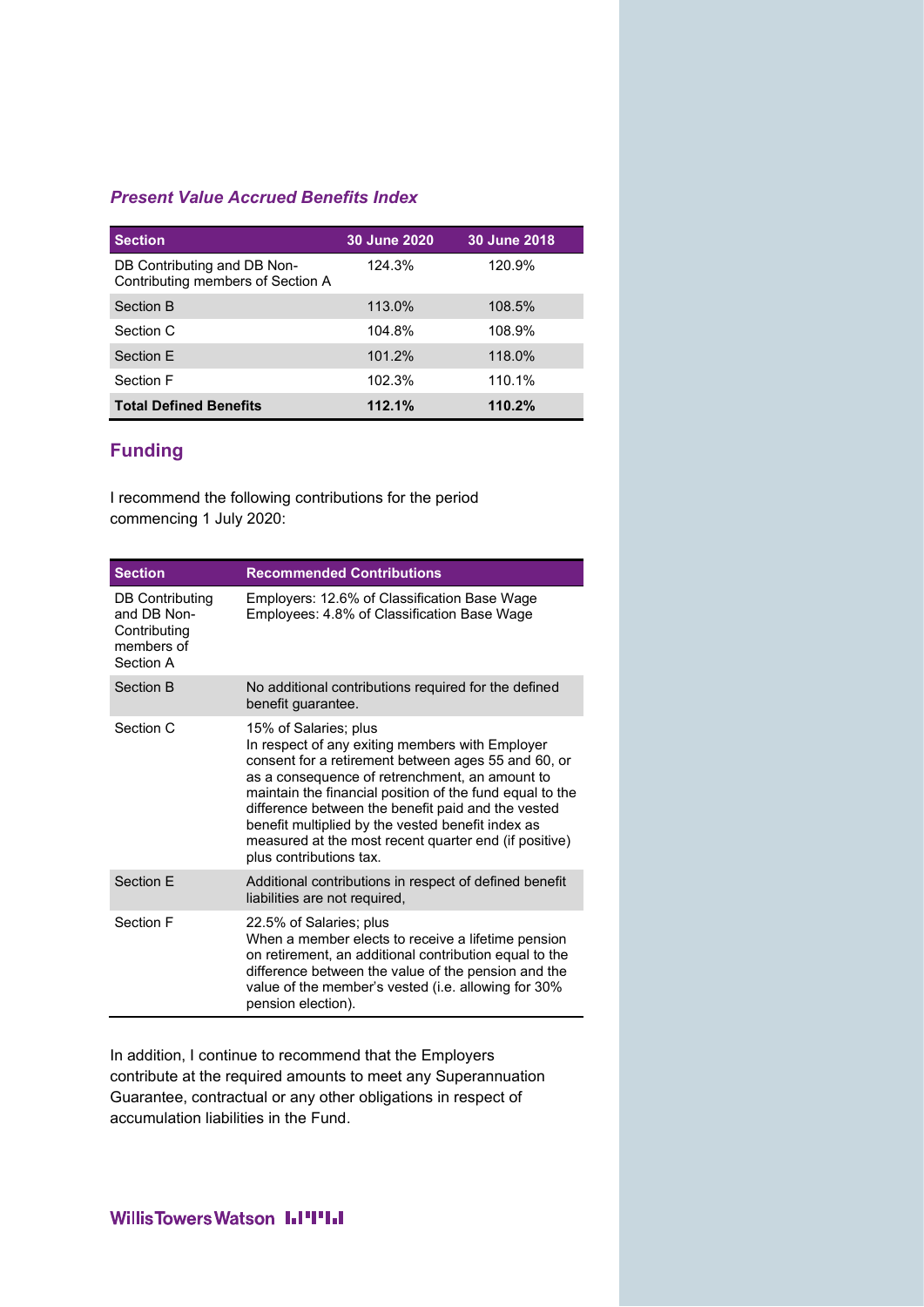### *Present Value Accrued Benefits Index*

| Section | 30 June 2020 | 30 June 2018 |
|---|---|---|
| DB Contributing and DB Non-Contributing members of Section A | 124.3% | 120.9% |
| Section B | 113.0% | 108.5% |
| Section C | 104.8% | 108.9% |
| Section E | 101.2% | 118.0% |
| Section F | 102.3% | 110.1% |
| **Total Defined Benefits** | **112.1%** | **110.2%** |

## Funding

I recommend the following contributions for the period commencing 1 July 2020:

| Section | Recommended Contributions |
|---|---|
| DB Contributing and DB Non-Contributing members of Section A | Employers: 12.6% of Classification Base Wage<br>Employees: 4.8% of Classification Base Wage |
| Section B | No additional contributions required for the defined benefit guarantee. |
| Section C | 15% of Salaries; plus<br>In respect of any exiting members with Employer consent for a retirement between ages 55 and 60, or as a consequence of retrenchment, an amount to maintain the financial position of the fund equal to the difference between the benefit paid and the vested benefit multiplied by the vested benefit index as measured at the most recent quarter end (if positive) plus contributions tax. |
| Section E | Additional contributions in respect of defined benefit liabilities are not required, |
| Section F | 22.5% of Salaries; plus<br>When a member elects to receive a lifetime pension on retirement, an additional contribution equal to the difference between the value of the pension and the value of the member's vested (i.e. allowing for 30% pension election). |

In addition, I continue to recommend that the Employers contribute at the required amounts to meet any Superannuation Guarantee, contractual or any other obligations in respect of accumulation liabilities in the Fund.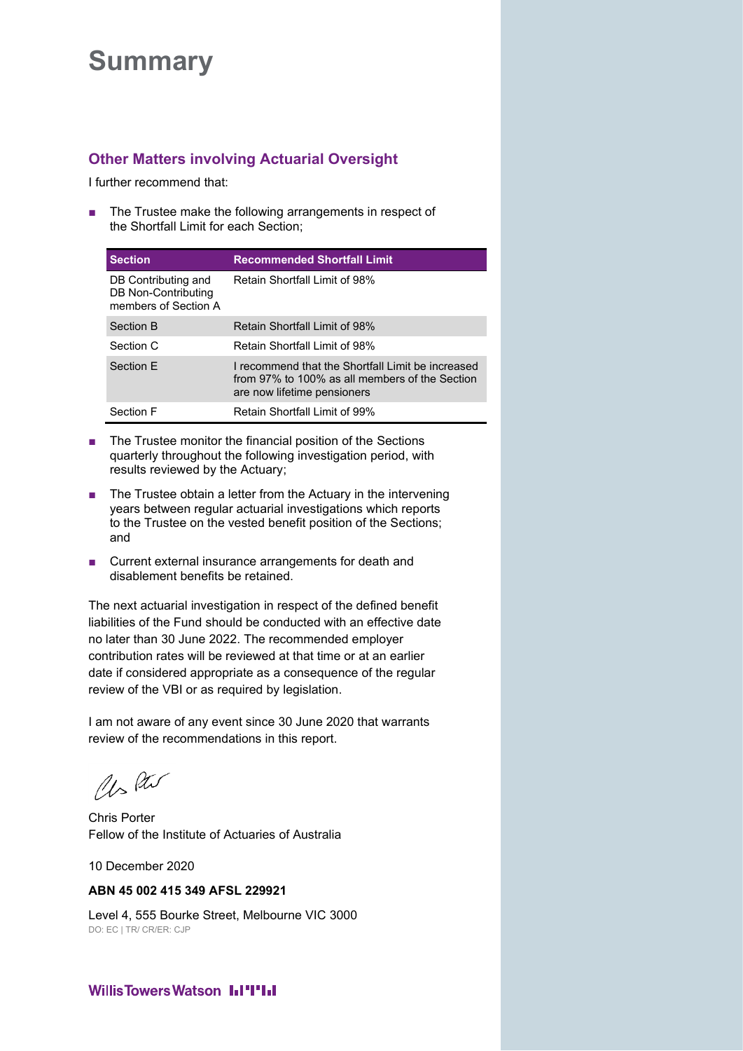# Summary

## Other Matters involving Actuarial Oversight

I further recommend that:

- The Trustee make the following arrangements in respect of the Shortfall Limit for each Section;

| Section | Recommended Shortfall Limit |
|---|---|
| DB Contributing and DB Non-Contributing members of Section A | Retain Shortfall Limit of 98% |
| Section B | Retain Shortfall Limit of 98% |
| Section C | Retain Shortfall Limit of 98% |
| Section E | I recommend that the Shortfall Limit be increased from 97% to 100% as all members of the Section are now lifetime pensioners |
| Section F | Retain Shortfall Limit of 99% |

- The Trustee monitor the financial position of the Sections quarterly throughout the following investigation period, with results reviewed by the Actuary;
- The Trustee obtain a letter from the Actuary in the intervening years between regular actuarial investigations which reports to the Trustee on the vested benefit position of the Sections; and
- Current external insurance arrangements for death and disablement benefits be retained.

The next actuarial investigation in respect of the defined benefit liabilities of the Fund should be conducted with an effective date no later than 30 June 2022. The recommended employer contribution rates will be reviewed at that time or at an earlier date if considered appropriate as a consequence of the regular review of the VBI or as required by legislation.

I am not aware of any event since 30 June 2020 that warrants review of the recommendations in this report.

Chris Porter
Fellow of the Institute of Actuaries of Australia

10 December 2020

**ABN 45 002 415 349 AFSL 229921**

Level 4, 555 Bourke Street, Melbourne VIC 3000
DO: EC | TR/ CR/ER: CJP

WillisTowersWatson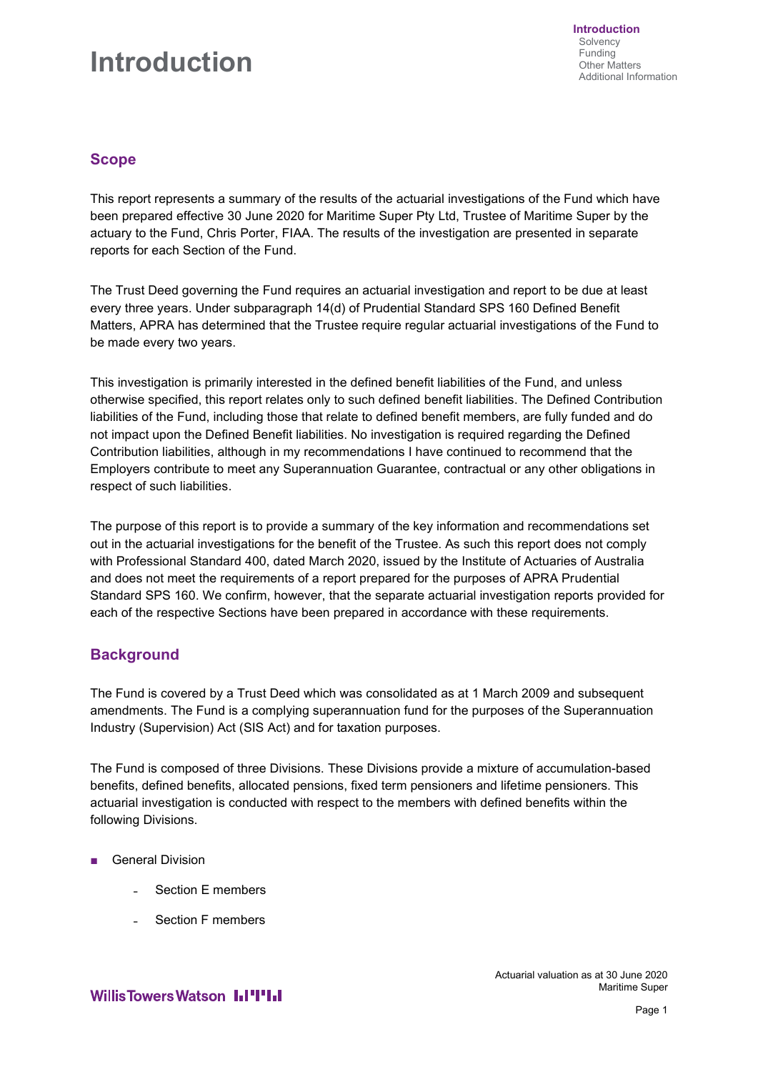# Introduction

## Scope

This report represents a summary of the results of the actuarial investigations of the Fund which have been prepared effective 30 June 2020 for Maritime Super Pty Ltd, Trustee of Maritime Super by the actuary to the Fund, Chris Porter, FIAA. The results of the investigation are presented in separate reports for each Section of the Fund.

The Trust Deed governing the Fund requires an actuarial investigation and report to be due at least every three years. Under subparagraph 14(d) of Prudential Standard SPS 160 Defined Benefit Matters, APRA has determined that the Trustee require regular actuarial investigations of the Fund to be made every two years.

This investigation is primarily interested in the defined benefit liabilities of the Fund, and unless otherwise specified, this report relates only to such defined benefit liabilities. The Defined Contribution liabilities of the Fund, including those that relate to defined benefit members, are fully funded and do not impact upon the Defined Benefit liabilities. No investigation is required regarding the Defined Contribution liabilities, although in my recommendations I have continued to recommend that the Employers contribute to meet any Superannuation Guarantee, contractual or any other obligations in respect of such liabilities.

The purpose of this report is to provide a summary of the key information and recommendations set out in the actuarial investigations for the benefit of the Trustee. As such this report does not comply with Professional Standard 400, dated March 2020, issued by the Institute of Actuaries of Australia and does not meet the requirements of a report prepared for the purposes of APRA Prudential Standard SPS 160. We confirm, however, that the separate actuarial investigation reports provided for each of the respective Sections have been prepared in accordance with these requirements.

## Background

The Fund is covered by a Trust Deed which was consolidated as at 1 March 2009 and subsequent amendments. The Fund is a complying superannuation fund for the purposes of the Superannuation Industry (Supervision) Act (SIS Act) and for taxation purposes.

The Fund is composed of three Divisions. These Divisions provide a mixture of accumulation-based benefits, defined benefits, allocated pensions, fixed term pensioners and lifetime pensioners. This actuarial investigation is conducted with respect to the members with defined benefits within the following Divisions.

- General Division
  - Section E members
  - Section F members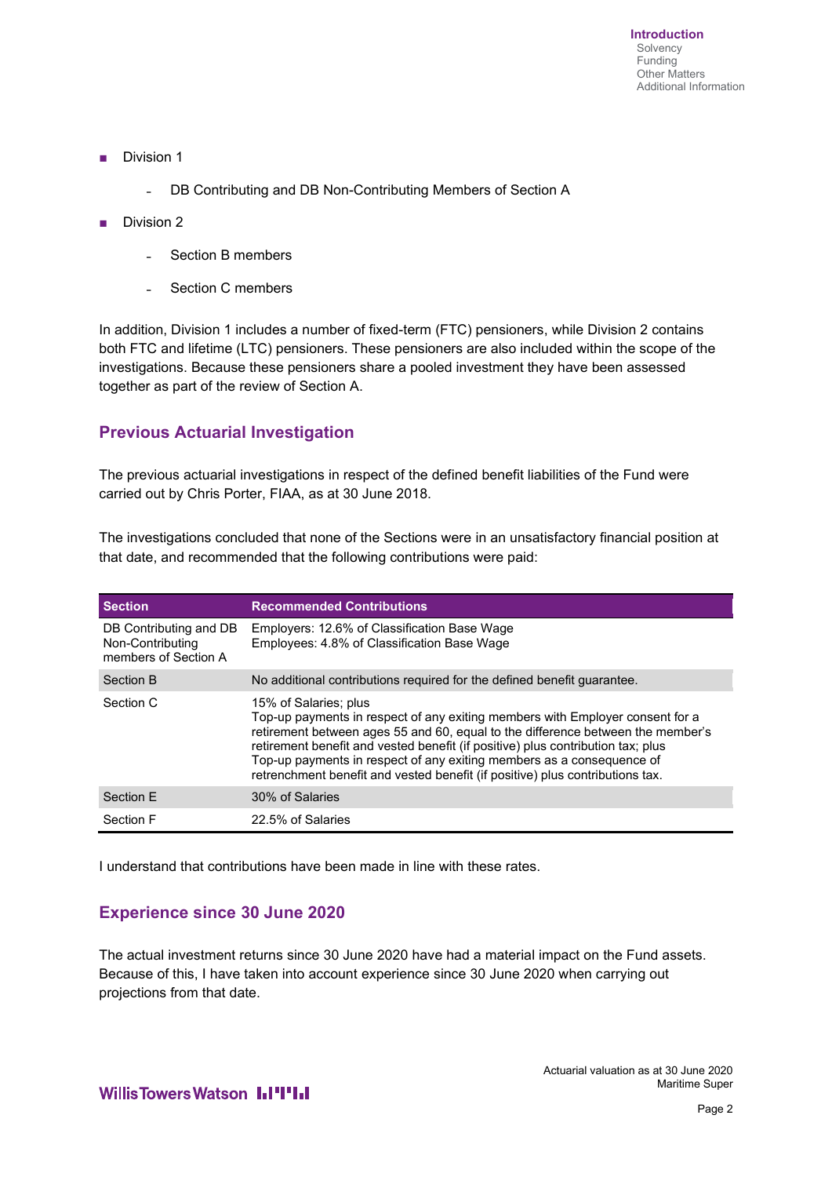- Division 1
  - DB Contributing and DB Non-Contributing Members of Section A
- Division 2
  - Section B members
  - Section C members

In addition, Division 1 includes a number of fixed-term (FTC) pensioners, while Division 2 contains both FTC and lifetime (LTC) pensioners. These pensioners are also included within the scope of the investigations. Because these pensioners share a pooled investment they have been assessed together as part of the review of Section A.

## Previous Actuarial Investigation

The previous actuarial investigations in respect of the defined benefit liabilities of the Fund were carried out by Chris Porter, FIAA, as at 30 June 2018.

The investigations concluded that none of the Sections were in an unsatisfactory financial position at that date, and recommended that the following contributions were paid:

| Section | Recommended Contributions |
| --- | --- |
| DB Contributing and DB Non-Contributing members of Section A | Employers: 12.6% of Classification Base Wage<br>Employees: 4.8% of Classification Base Wage |
| Section B | No additional contributions required for the defined benefit guarantee. |
| Section C | 15% of Salaries; plus<br>Top-up payments in respect of any exiting members with Employer consent for a retirement between ages 55 and 60, equal to the difference between the member's retirement benefit and vested benefit (if positive) plus contribution tax; plus<br>Top-up payments in respect of any exiting members as a consequence of retrenchment benefit and vested benefit (if positive) plus contributions tax. |
| Section E | 30% of Salaries |
| Section F | 22.5% of Salaries |

I understand that contributions have been made in line with these rates.

## Experience since 30 June 2020

The actual investment returns since 30 June 2020 have had a material impact on the Fund assets. Because of this, I have taken into account experience since 30 June 2020 when carrying out projections from that date.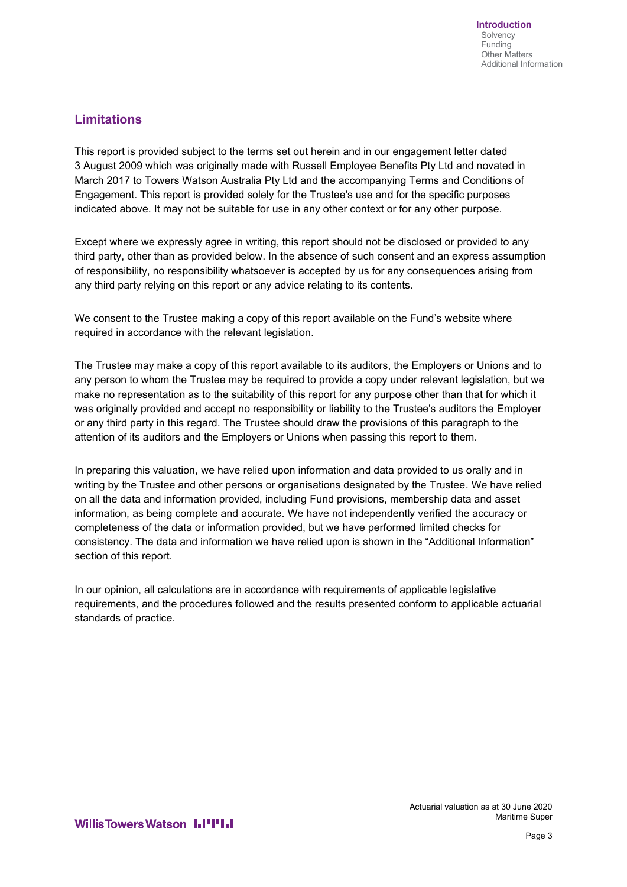## Limitations

This report is provided subject to the terms set out herein and in our engagement letter dated 3 August 2009 which was originally made with Russell Employee Benefits Pty Ltd and novated in March 2017 to Towers Watson Australia Pty Ltd and the accompanying Terms and Conditions of Engagement. This report is provided solely for the Trustee's use and for the specific purposes indicated above. It may not be suitable for use in any other context or for any other purpose.

Except where we expressly agree in writing, this report should not be disclosed or provided to any third party, other than as provided below. In the absence of such consent and an express assumption of responsibility, no responsibility whatsoever is accepted by us for any consequences arising from any third party relying on this report or any advice relating to its contents.

We consent to the Trustee making a copy of this report available on the Fund's website where required in accordance with the relevant legislation.

The Trustee may make a copy of this report available to its auditors, the Employers or Unions and to any person to whom the Trustee may be required to provide a copy under relevant legislation, but we make no representation as to the suitability of this report for any purpose other than that for which it was originally provided and accept no responsibility or liability to the Trustee's auditors the Employer or any third party in this regard. The Trustee should draw the provisions of this paragraph to the attention of its auditors and the Employers or Unions when passing this report to them.

In preparing this valuation, we have relied upon information and data provided to us orally and in writing by the Trustee and other persons or organisations designated by the Trustee. We have relied on all the data and information provided, including Fund provisions, membership data and asset information, as being complete and accurate. We have not independently verified the accuracy or completeness of the data or information provided, but we have performed limited checks for consistency. The data and information we have relied upon is shown in the "Additional Information" section of this report.

In our opinion, all calculations are in accordance with requirements of applicable legislative requirements, and the procedures followed and the results presented conform to applicable actuarial standards of practice.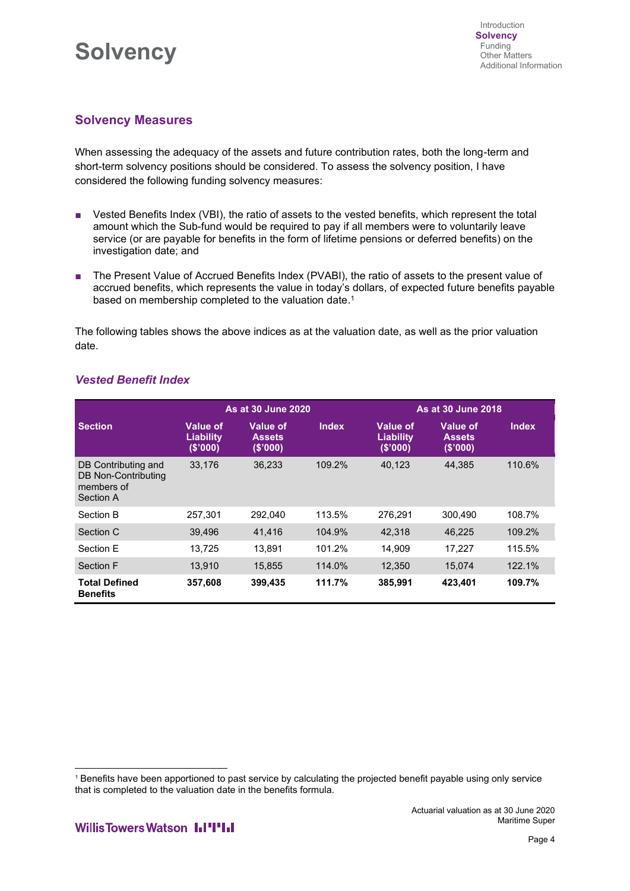# Solvency

## Solvency Measures

When assessing the adequacy of the assets and future contribution rates, both the long-term and short-term solvency positions should be considered. To assess the solvency position, I have considered the following funding solvency measures:

- Vested Benefits Index (VBI), the ratio of assets to the vested benefits, which represent the total amount which the Sub-fund would be required to pay if all members were to voluntarily leave service (or are payable for benefits in the form of lifetime pensions or deferred benefits) on the investigation date; and
- The Present Value of Accrued Benefits Index (PVABI), the ratio of assets to the present value of accrued benefits, which represents the value in today's dollars, of expected future benefits payable based on membership completed to the valuation date.[1]

The following tables shows the above indices as at the valuation date, as well as the prior valuation date.

### *Vested Benefit Index*

| | As at 30 June 2020 | | | As at 30 June 2018 | | |
|---|---|---|---|---|---|---|
| **Section** | **Value of Liability ($'000)** | **Value of Assets ($'000)** | **Index** | **Value of Liability ($'000)** | **Value of Assets ($'000)** | **Index** |
| DB Contributing and DB Non-Contributing members of Section A | 33,176 | 36,233 | 109.2% | 40,123 | 44,385 | 110.6% |
| Section B | 257,301 | 292,040 | 113.5% | 276,291 | 300,490 | 108.7% |
| Section C | 39,496 | 41,416 | 104.9% | 42,318 | 46,225 | 109.2% |
| Section E | 13,725 | 13,891 | 101.2% | 14,909 | 17,227 | 115.5% |
| Section F | 13,910 | 15,855 | 114.0% | 12,350 | 15,074 | 122.1% |
| **Total Defined Benefits** | **357,608** | **399,435** | **111.7%** | **385,991** | **423,401** | **109.7%** |

[1] Benefits have been apportioned to past service by calculating the projected benefit payable using only service that is completed to the valuation date in the benefits formula.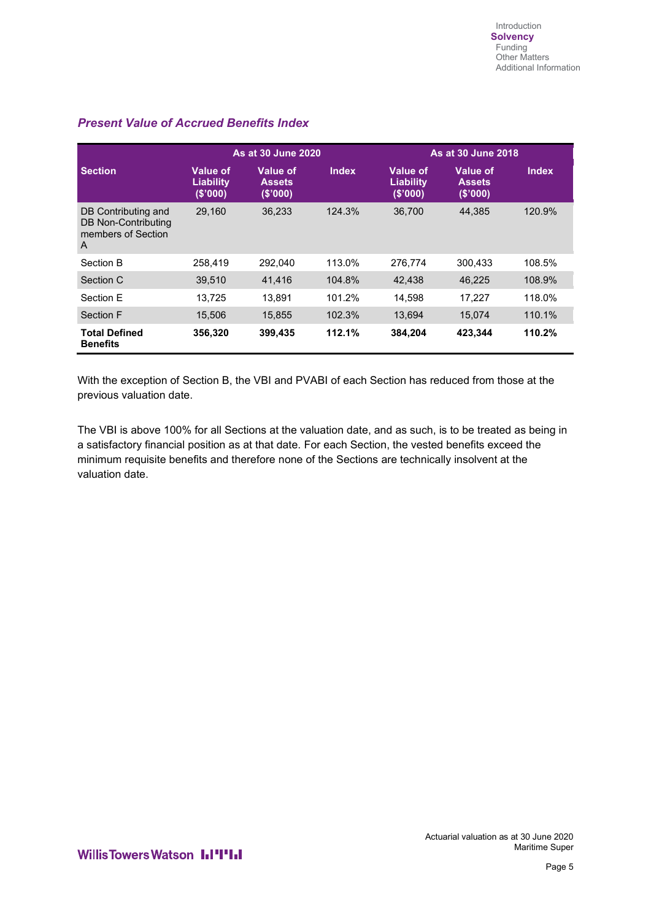### *Present Value of Accrued Benefits Index*

| Section | As at 30 June 2020 | | | As at 30 June 2018 | | |
|---|---|---|---|---|---|---|
| | Value of Liability ($'000) | Value of Assets ($'000) | Index | Value of Liability ($'000) | Value of Assets ($'000) | Index |
| DB Contributing and DB Non-Contributing members of Section A | 29,160 | 36,233 | 124.3% | 36,700 | 44,385 | 120.9% |
| Section B | 258,419 | 292,040 | 113.0% | 276,774 | 300,433 | 108.5% |
| Section C | 39,510 | 41,416 | 104.8% | 42,438 | 46,225 | 108.9% |
| Section E | 13,725 | 13,891 | 101.2% | 14,598 | 17,227 | 118.0% |
| Section F | 15,506 | 15,855 | 102.3% | 13,694 | 15,074 | 110.1% |
| **Total Defined Benefits** | **356,320** | **399,435** | **112.1%** | **384,204** | **423,344** | **110.2%** |

With the exception of Section B, the VBI and PVABI of each Section has reduced from those at the previous valuation date.

The VBI is above 100% for all Sections at the valuation date, and as such, is to be treated as being in a satisfactory financial position as at that date. For each Section, the vested benefits exceed the minimum requisite benefits and therefore none of the Sections are technically insolvent at the valuation date.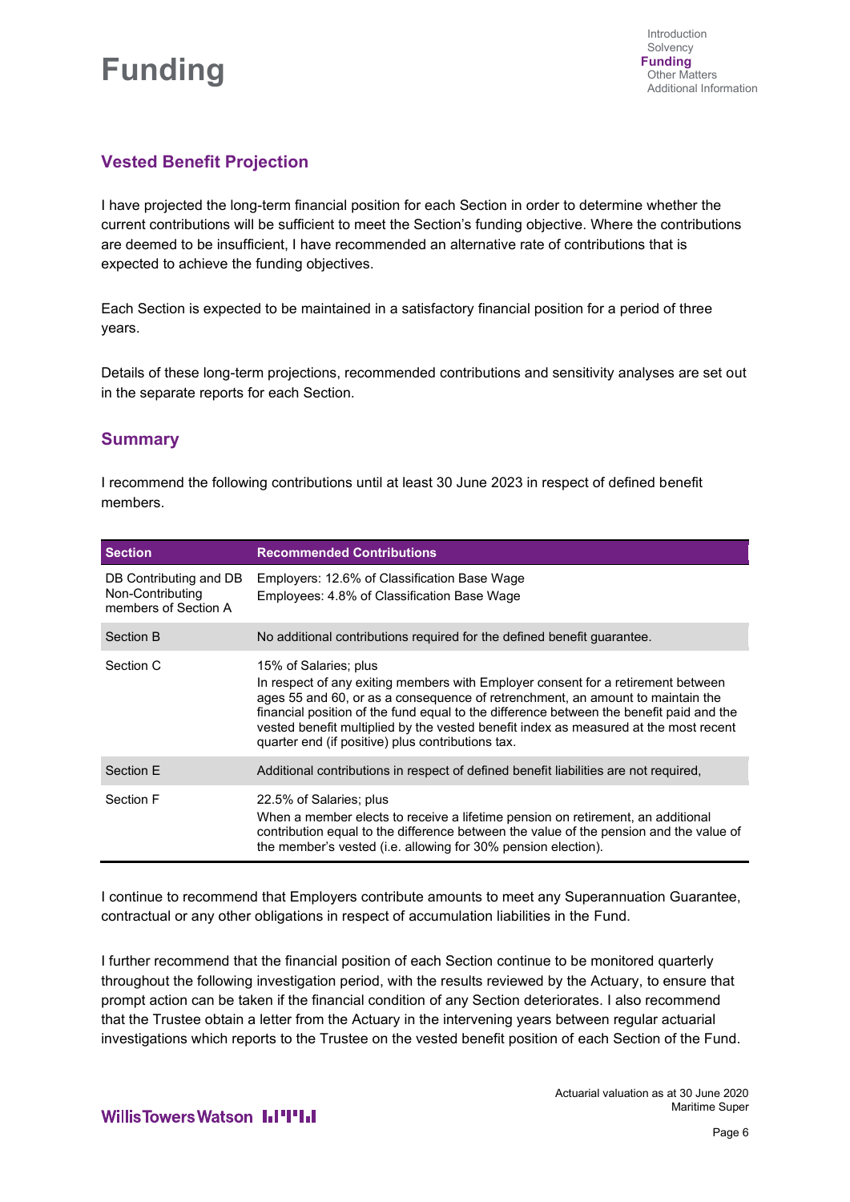# Funding

## Vested Benefit Projection

I have projected the long-term financial position for each Section in order to determine whether the current contributions will be sufficient to meet the Section's funding objective. Where the contributions are deemed to be insufficient, I have recommended an alternative rate of contributions that is expected to achieve the funding objectives.

Each Section is expected to be maintained in a satisfactory financial position for a period of three years.

Details of these long-term projections, recommended contributions and sensitivity analyses are set out in the separate reports for each Section.

## Summary

I recommend the following contributions until at least 30 June 2023 in respect of defined benefit members.

| Section | Recommended Contributions |
|---|---|
| DB Contributing and DB Non-Contributing members of Section A | Employers: 12.6% of Classification Base Wage<br>Employees: 4.8% of Classification Base Wage |
| Section B | No additional contributions required for the defined benefit guarantee. |
| Section C | 15% of Salaries; plus<br>In respect of any exiting members with Employer consent for a retirement between ages 55 and 60, or as a consequence of retrenchment, an amount to maintain the financial position of the fund equal to the difference between the benefit paid and the vested benefit multiplied by the vested benefit index as measured at the most recent quarter end (if positive) plus contributions tax. |
| Section E | Additional contributions in respect of defined benefit liabilities are not required, |
| Section F | 22.5% of Salaries; plus<br>When a member elects to receive a lifetime pension on retirement, an additional contribution equal to the difference between the value of the pension and the value of the member's vested (i.e. allowing for 30% pension election). |

I continue to recommend that Employers contribute amounts to meet any Superannuation Guarantee, contractual or any other obligations in respect of accumulation liabilities in the Fund.

I further recommend that the financial position of each Section continue to be monitored quarterly throughout the following investigation period, with the results reviewed by the Actuary, to ensure that prompt action can be taken if the financial condition of any Section deteriorates. I also recommend that the Trustee obtain a letter from the Actuary in the intervening years between regular actuarial investigations which reports to the Trustee on the vested benefit position of each Section of the Fund.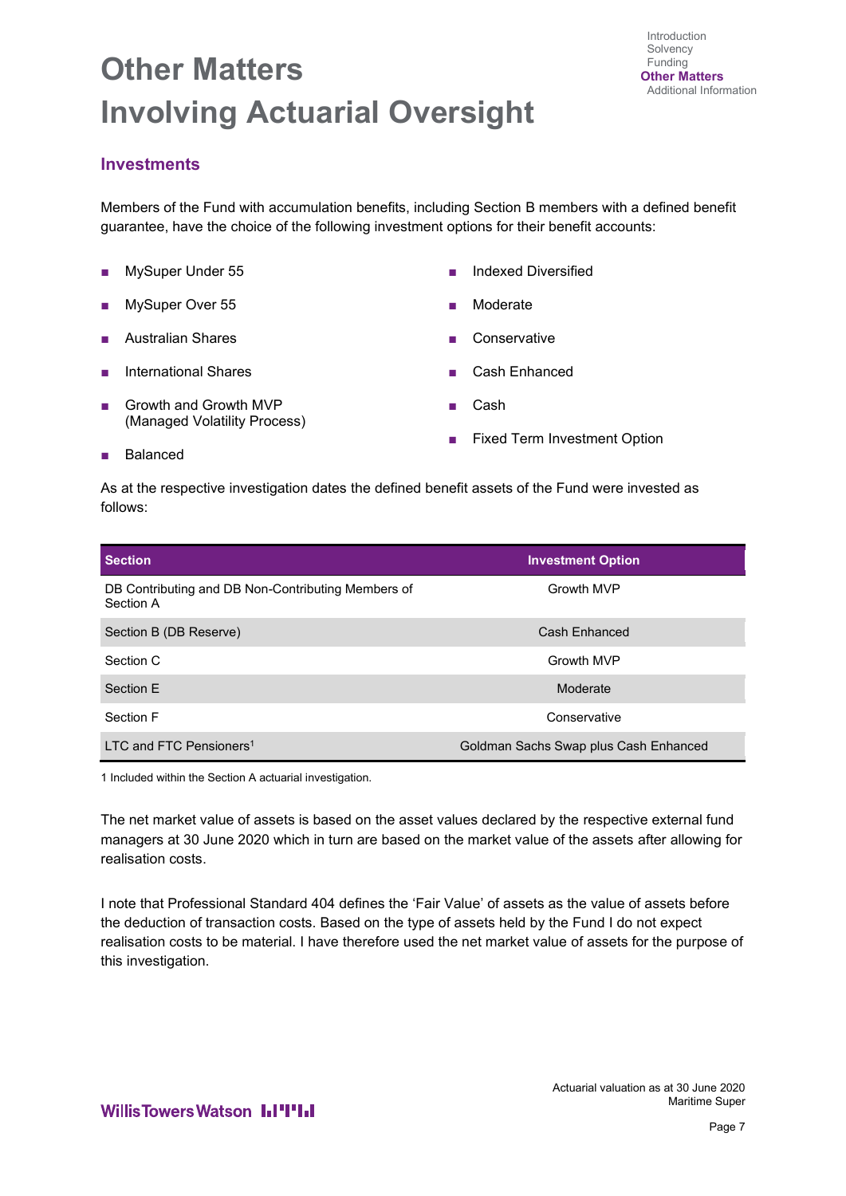# Other Matters Involving Actuarial Oversight

## Investments

Members of the Fund with accumulation benefits, including Section B members with a defined benefit guarantee, have the choice of the following investment options for their benefit accounts:

- MySuper Under 55
- MySuper Over 55
- Australian Shares
- International Shares
- Growth and Growth MVP (Managed Volatility Process)
- Balanced
- Indexed Diversified
- Moderate
- Conservative
- Cash Enhanced
- Cash
- Fixed Term Investment Option

As at the respective investigation dates the defined benefit assets of the Fund were invested as follows:

| Section | Investment Option |
|---|---|
| DB Contributing and DB Non-Contributing Members of Section A | Growth MVP |
| Section B (DB Reserve) | Cash Enhanced |
| Section C | Growth MVP |
| Section E | Moderate |
| Section F | Conservative |
| LTC and FTC Pensioners[1] | Goldman Sachs Swap plus Cash Enhanced |

1 Included within the Section A actuarial investigation.

The net market value of assets is based on the asset values declared by the respective external fund managers at 30 June 2020 which in turn are based on the market value of the assets after allowing for realisation costs.

I note that Professional Standard 404 defines the 'Fair Value' of assets as the value of assets before the deduction of transaction costs. Based on the type of assets held by the Fund I do not expect realisation costs to be material. I have therefore used the net market value of assets for the purpose of this investigation.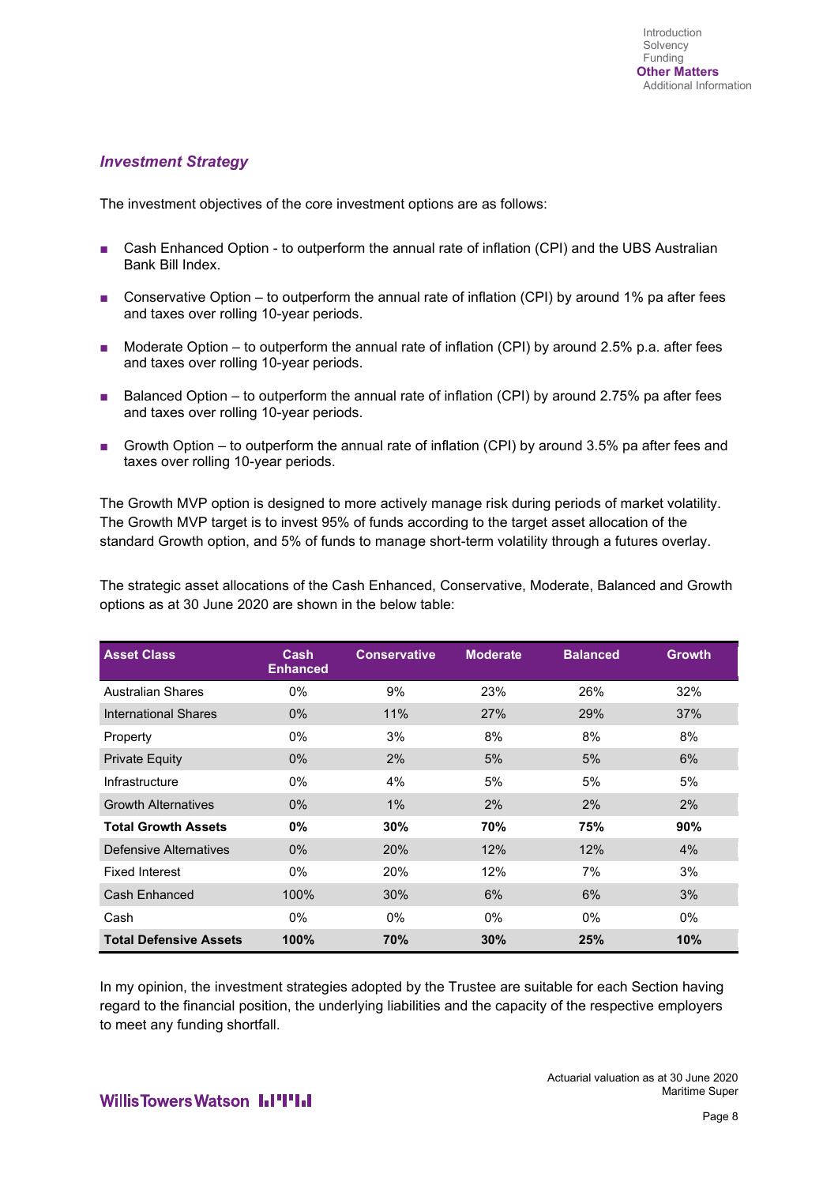### *Investment Strategy*

The investment objectives of the core investment options are as follows:

- Cash Enhanced Option - to outperform the annual rate of inflation (CPI) and the UBS Australian Bank Bill Index.
- Conservative Option – to outperform the annual rate of inflation (CPI) by around 1% pa after fees and taxes over rolling 10-year periods.
- Moderate Option – to outperform the annual rate of inflation (CPI) by around 2.5% p.a. after fees and taxes over rolling 10-year periods.
- Balanced Option – to outperform the annual rate of inflation (CPI) by around 2.75% pa after fees and taxes over rolling 10-year periods.
- Growth Option – to outperform the annual rate of inflation (CPI) by around 3.5% pa after fees and taxes over rolling 10-year periods.

The Growth MVP option is designed to more actively manage risk during periods of market volatility. The Growth MVP target is to invest 95% of funds according to the target asset allocation of the standard Growth option, and 5% of funds to manage short-term volatility through a futures overlay.

The strategic asset allocations of the Cash Enhanced, Conservative, Moderate, Balanced and Growth options as at 30 June 2020 are shown in the below table:

| Asset Class | Cash Enhanced | Conservative | Moderate | Balanced | Growth |
|---|---|---|---|---|---|
| Australian Shares | 0% | 9% | 23% | 26% | 32% |
| International Shares | 0% | 11% | 27% | 29% | 37% |
| Property | 0% | 3% | 8% | 8% | 8% |
| Private Equity | 0% | 2% | 5% | 5% | 6% |
| Infrastructure | 0% | 4% | 5% | 5% | 5% |
| Growth Alternatives | 0% | 1% | 2% | 2% | 2% |
| **Total Growth Assets** | **0%** | **30%** | **70%** | **75%** | **90%** |
| Defensive Alternatives | 0% | 20% | 12% | 12% | 4% |
| Fixed Interest | 0% | 20% | 12% | 7% | 3% |
| Cash Enhanced | 100% | 30% | 6% | 6% | 3% |
| Cash | 0% | 0% | 0% | 0% | 0% |
| **Total Defensive Assets** | **100%** | **70%** | **30%** | **25%** | **10%** |

In my opinion, the investment strategies adopted by the Trustee are suitable for each Section having regard to the financial position, the underlying liabilities and the capacity of the respective employers to meet any funding shortfall.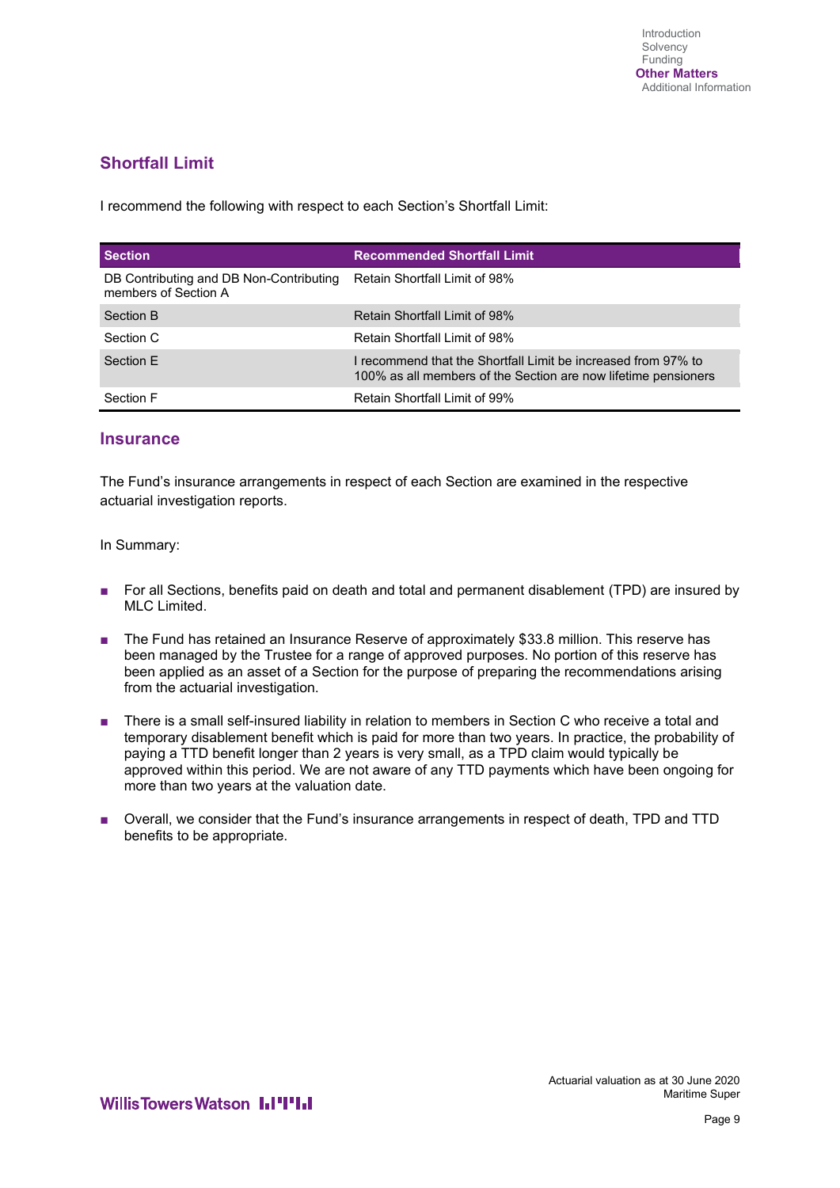## Shortfall Limit

I recommend the following with respect to each Section's Shortfall Limit:

| Section | Recommended Shortfall Limit |
|---|---|
| DB Contributing and DB Non-Contributing members of Section A | Retain Shortfall Limit of 98% |
| Section B | Retain Shortfall Limit of 98% |
| Section C | Retain Shortfall Limit of 98% |
| Section E | I recommend that the Shortfall Limit be increased from 97% to 100% as all members of the Section are now lifetime pensioners |
| Section F | Retain Shortfall Limit of 99% |

## Insurance

The Fund's insurance arrangements in respect of each Section are examined in the respective actuarial investigation reports.

In Summary:

- For all Sections, benefits paid on death and total and permanent disablement (TPD) are insured by MLC Limited.
- The Fund has retained an Insurance Reserve of approximately $33.8 million. This reserve has been managed by the Trustee for a range of approved purposes. No portion of this reserve has been applied as an asset of a Section for the purpose of preparing the recommendations arising from the actuarial investigation.
- There is a small self-insured liability in relation to members in Section C who receive a total and temporary disablement benefit which is paid for more than two years. In practice, the probability of paying a TTD benefit longer than 2 years is very small, as a TPD claim would typically be approved within this period. We are not aware of any TTD payments which have been ongoing for more than two years at the valuation date.
- Overall, we consider that the Fund's insurance arrangements in respect of death, TPD and TTD benefits to be appropriate.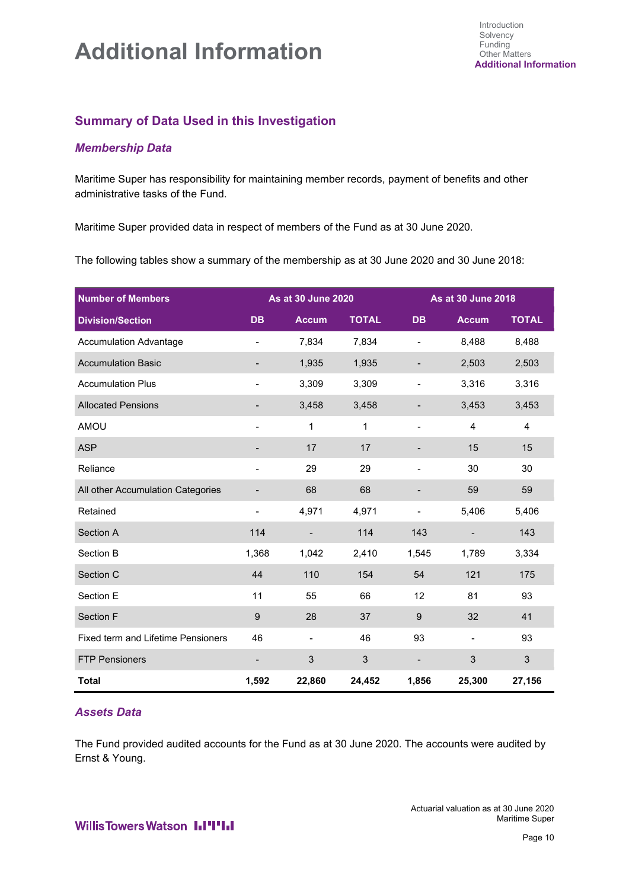# Additional Information

## Summary of Data Used in this Investigation

### *Membership Data*

Maritime Super has responsibility for maintaining member records, payment of benefits and other administrative tasks of the Fund.

Maritime Super provided data in respect of members of the Fund as at 30 June 2020.

The following tables show a summary of the membership as at 30 June 2020 and 30 June 2018:

| Number of Members | As at 30 June 2020 | | | As at 30 June 2018 | | |
|---|---|---|---|---|---|---|
| **Division/Section** | **DB** | **Accum** | **TOTAL** | **DB** | **Accum** | **TOTAL** |
| Accumulation Advantage | - | 7,834 | 7,834 | - | 8,488 | 8,488 |
| Accumulation Basic | - | 1,935 | 1,935 | - | 2,503 | 2,503 |
| Accumulation Plus | - | 3,309 | 3,309 | - | 3,316 | 3,316 |
| Allocated Pensions | - | 3,458 | 3,458 | - | 3,453 | 3,453 |
| AMOU | - | 1 | 1 | - | 4 | 4 |
| ASP | - | 17 | 17 | - | 15 | 15 |
| Reliance | - | 29 | 29 | - | 30 | 30 |
| All other Accumulation Categories | - | 68 | 68 | - | 59 | 59 |
| Retained | - | 4,971 | 4,971 | - | 5,406 | 5,406 |
| Section A | 114 | - | 114 | 143 | - | 143 |
| Section B | 1,368 | 1,042 | 2,410 | 1,545 | 1,789 | 3,334 |
| Section C | 44 | 110 | 154 | 54 | 121 | 175 |
| Section E | 11 | 55 | 66 | 12 | 81 | 93 |
| Section F | 9 | 28 | 37 | 9 | 32 | 41 |
| Fixed term and Lifetime Pensioners | 46 | - | 46 | 93 | - | 93 |
| FTP Pensioners | - | 3 | 3 | - | 3 | 3 |
| **Total** | **1,592** | **22,860** | **24,452** | **1,856** | **25,300** | **27,156** |

### *Assets Data*

The Fund provided audited accounts for the Fund as at 30 June 2020. The accounts were audited by Ernst & Young.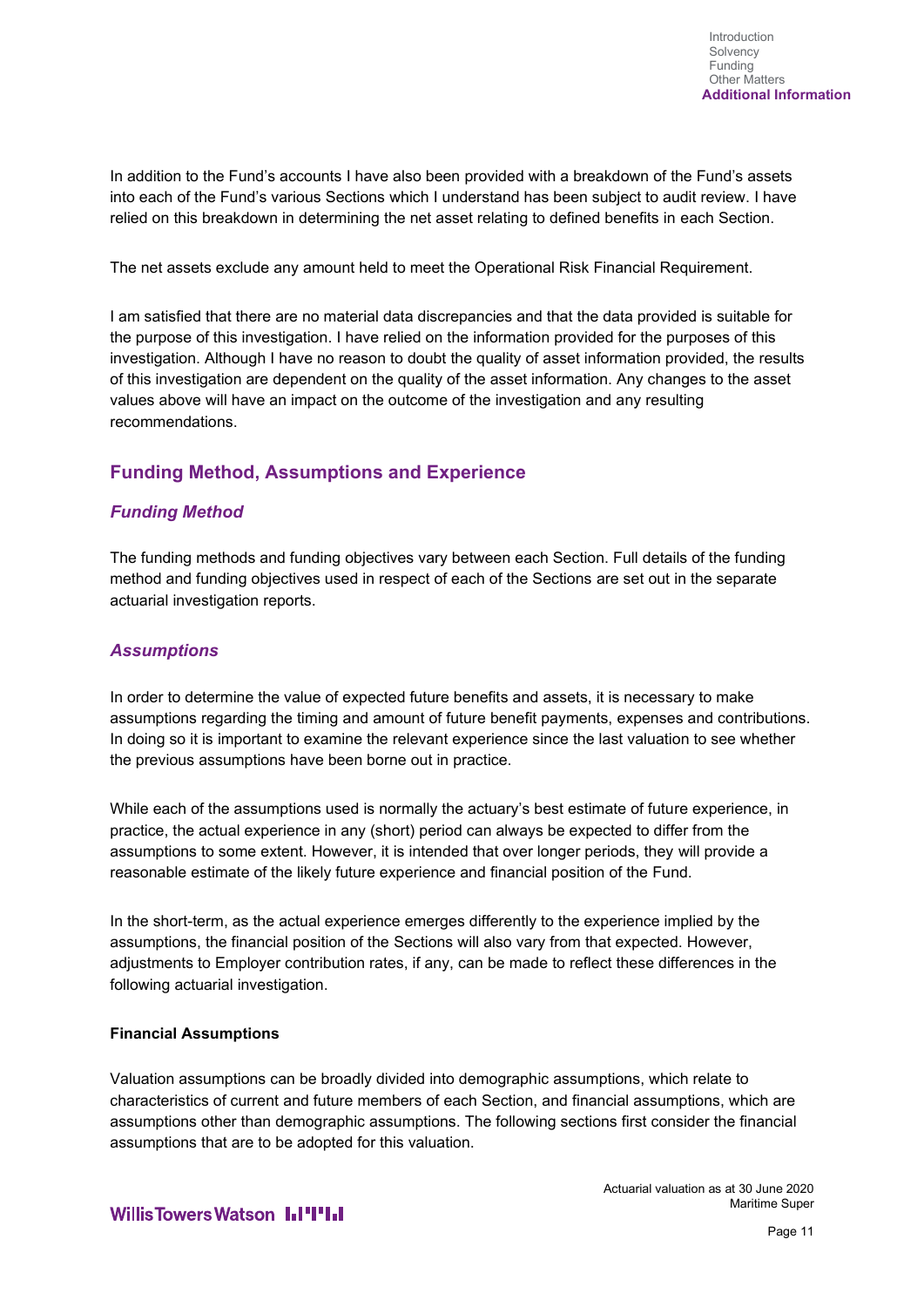In addition to the Fund's accounts I have also been provided with a breakdown of the Fund's assets into each of the Fund's various Sections which I understand has been subject to audit review. I have relied on this breakdown in determining the net asset relating to defined benefits in each Section.

The net assets exclude any amount held to meet the Operational Risk Financial Requirement.

I am satisfied that there are no material data discrepancies and that the data provided is suitable for the purpose of this investigation. I have relied on the information provided for the purposes of this investigation. Although I have no reason to doubt the quality of asset information provided, the results of this investigation are dependent on the quality of the asset information. Any changes to the asset values above will have an impact on the outcome of the investigation and any resulting recommendations.

## Funding Method, Assumptions and Experience

### *Funding Method*

The funding methods and funding objectives vary between each Section. Full details of the funding method and funding objectives used in respect of each of the Sections are set out in the separate actuarial investigation reports.

### *Assumptions*

In order to determine the value of expected future benefits and assets, it is necessary to make assumptions regarding the timing and amount of future benefit payments, expenses and contributions. In doing so it is important to examine the relevant experience since the last valuation to see whether the previous assumptions have been borne out in practice.

While each of the assumptions used is normally the actuary's best estimate of future experience, in practice, the actual experience in any (short) period can always be expected to differ from the assumptions to some extent. However, it is intended that over longer periods, they will provide a reasonable estimate of the likely future experience and financial position of the Fund.

In the short-term, as the actual experience emerges differently to the experience implied by the assumptions, the financial position of the Sections will also vary from that expected. However, adjustments to Employer contribution rates, if any, can be made to reflect these differences in the following actuarial investigation.

**Financial Assumptions**

Valuation assumptions can be broadly divided into demographic assumptions, which relate to characteristics of current and future members of each Section, and financial assumptions, which are assumptions other than demographic assumptions. The following sections first consider the financial assumptions that are to be adopted for this valuation.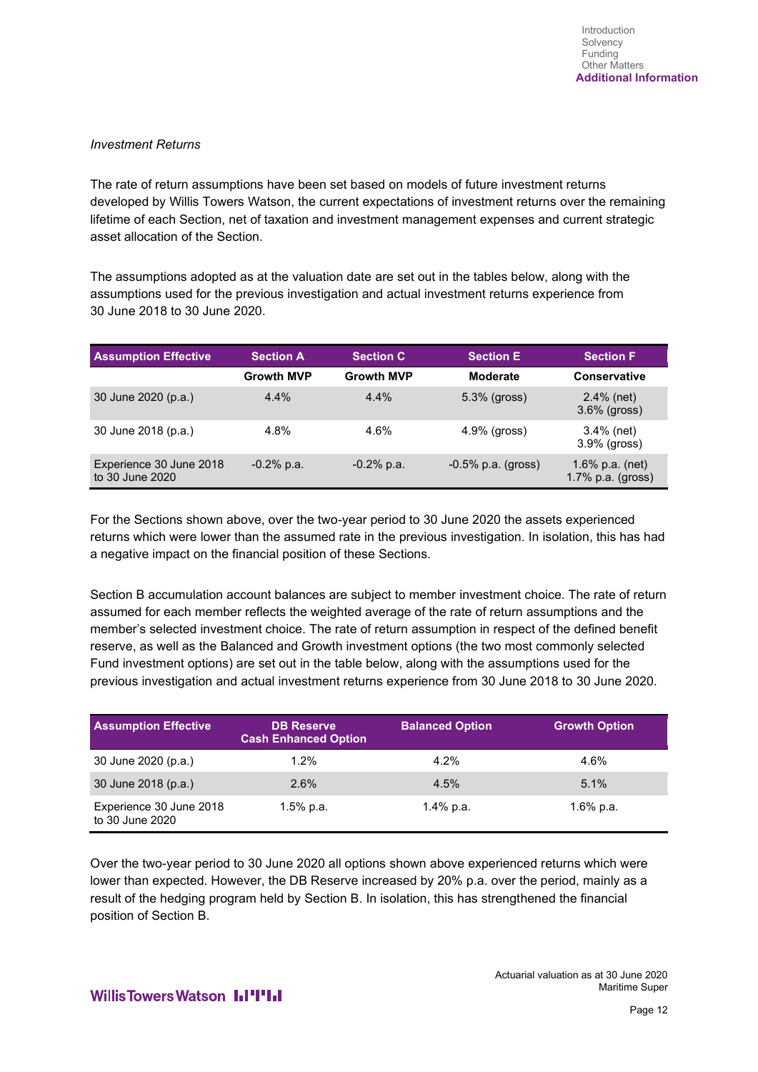*Investment Returns*

The rate of return assumptions have been set based on models of future investment returns developed by Willis Towers Watson, the current expectations of investment returns over the remaining lifetime of each Section, net of taxation and investment management expenses and current strategic asset allocation of the Section.

The assumptions adopted as at the valuation date are set out in the tables below, along with the assumptions used for the previous investigation and actual investment returns experience from 30 June 2018 to 30 June 2020.

| Assumption Effective | Section A | Section C | Section E | Section F |
|---|---|---|---|---|
| | **Growth MVP** | **Growth MVP** | **Moderate** | **Conservative** |
| 30 June 2020 (p.a.) | 4.4% | 4.4% | 5.3% (gross) | 2.4% (net) 3.6% (gross) |
| 30 June 2018 (p.a.) | 4.8% | 4.6% | 4.9% (gross) | 3.4% (net) 3.9% (gross) |
| Experience 30 June 2018 to 30 June 2020 | -0.2% p.a. | -0.2% p.a. | -0.5% p.a. (gross) | 1.6% p.a. (net) 1.7% p.a. (gross) |

For the Sections shown above, over the two-year period to 30 June 2020 the assets experienced returns which were lower than the assumed rate in the previous investigation. In isolation, this has had a negative impact on the financial position of these Sections.

Section B accumulation account balances are subject to member investment choice. The rate of return assumed for each member reflects the weighted average of the rate of return assumptions and the member's selected investment choice. The rate of return assumption in respect of the defined benefit reserve, as well as the Balanced and Growth investment options (the two most commonly selected Fund investment options) are set out in the table below, along with the assumptions used for the previous investigation and actual investment returns experience from 30 June 2018 to 30 June 2020.

| Assumption Effective | DB Reserve Cash Enhanced Option | Balanced Option | Growth Option |
|---|---|---|---|
| 30 June 2020 (p.a.) | 1.2% | 4.2% | 4.6% |
| 30 June 2018 (p.a.) | 2.6% | 4.5% | 5.1% |
| Experience 30 June 2018 to 30 June 2020 | 1.5% p.a. | 1.4% p.a. | 1.6% p.a. |

Over the two-year period to 30 June 2020 all options shown above experienced returns which were lower than expected. However, the DB Reserve increased by 20% p.a. over the period, mainly as a result of the hedging program held by Section B. In isolation, this has strengthened the financial position of Section B.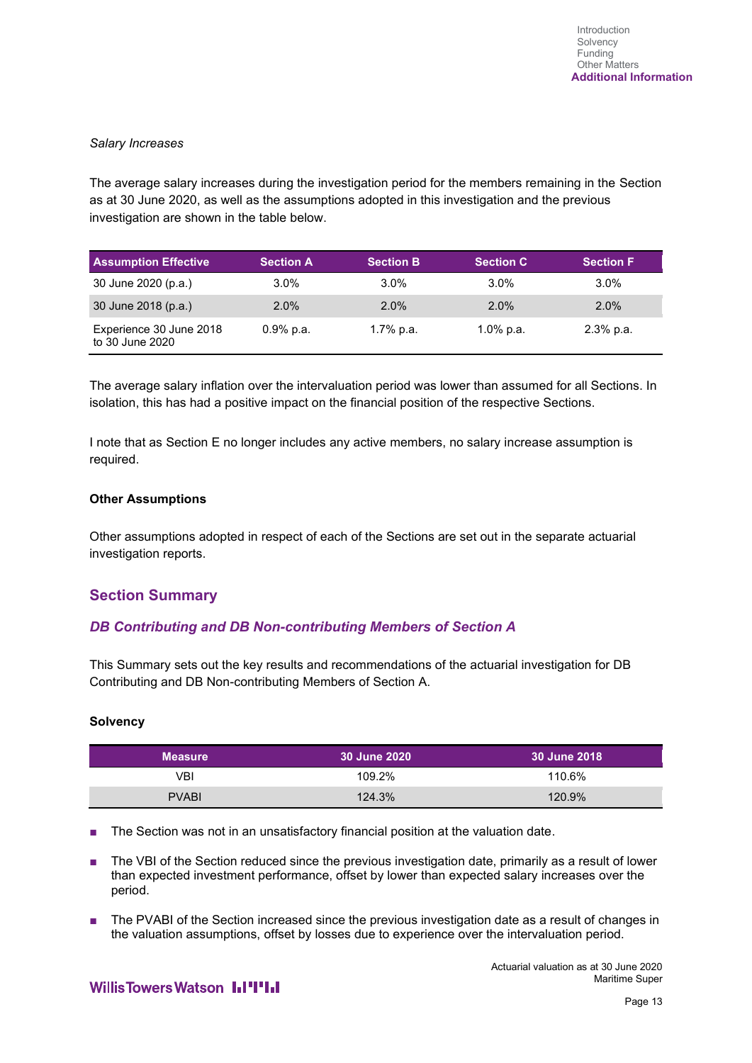*Salary Increases*

The average salary increases during the investigation period for the members remaining in the Section as at 30 June 2020, as well as the assumptions adopted in this investigation and the previous investigation are shown in the table below.

| Assumption Effective | Section A | Section B | Section C | Section F |
|---|---|---|---|---|
| 30 June 2020 (p.a.) | 3.0% | 3.0% | 3.0% | 3.0% |
| 30 June 2018 (p.a.) | 2.0% | 2.0% | 2.0% | 2.0% |
| Experience 30 June 2018 to 30 June 2020 | 0.9% p.a. | 1.7% p.a. | 1.0% p.a. | 2.3% p.a. |

The average salary inflation over the intervaluation period was lower than assumed for all Sections. In isolation, this has had a positive impact on the financial position of the respective Sections.

I note that as Section E no longer includes any active members, no salary increase assumption is required.

**Other Assumptions**

Other assumptions adopted in respect of each of the Sections are set out in the separate actuarial investigation reports.

## Section Summary

### *DB Contributing and DB Non-contributing Members of Section A*

This Summary sets out the key results and recommendations of the actuarial investigation for DB Contributing and DB Non-contributing Members of Section A.

**Solvency**

| Measure | 30 June 2020 | 30 June 2018 |
|---|---|---|
| VBI | 109.2% | 110.6% |
| PVABI | 124.3% | 120.9% |

- The Section was not in an unsatisfactory financial position at the valuation date.
- The VBI of the Section reduced since the previous investigation date, primarily as a result of lower than expected investment performance, offset by lower than expected salary increases over the period.
- The PVABI of the Section increased since the previous investigation date as a result of changes in the valuation assumptions, offset by losses due to experience over the intervaluation period.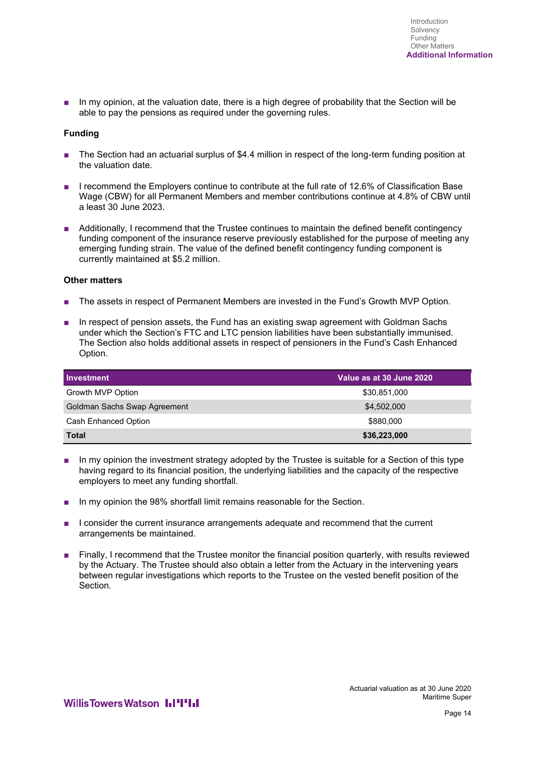- In my opinion, at the valuation date, there is a high degree of probability that the Section will be able to pay the pensions as required under the governing rules.

**Funding**

- The Section had an actuarial surplus of $4.4 million in respect of the long-term funding position at the valuation date.
- I recommend the Employers continue to contribute at the full rate of 12.6% of Classification Base Wage (CBW) for all Permanent Members and member contributions continue at 4.8% of CBW until a least 30 June 2023.
- Additionally, I recommend that the Trustee continues to maintain the defined benefit contingency funding component of the insurance reserve previously established for the purpose of meeting any emerging funding strain. The value of the defined benefit contingency funding component is currently maintained at $5.2 million.

**Other matters**

- The assets in respect of Permanent Members are invested in the Fund's Growth MVP Option.
- In respect of pension assets, the Fund has an existing swap agreement with Goldman Sachs under which the Section's FTC and LTC pension liabilities have been substantially immunised. The Section also holds additional assets in respect of pensioners in the Fund's Cash Enhanced Option.

| Investment | Value as at 30 June 2020 |
|---|---|
| Growth MVP Option | $30,851,000 |
| Goldman Sachs Swap Agreement | $4,502,000 |
| Cash Enhanced Option | $880,000 |
| **Total** | **$36,223,000** |

- In my opinion the investment strategy adopted by the Trustee is suitable for a Section of this type having regard to its financial position, the underlying liabilities and the capacity of the respective employers to meet any funding shortfall.
- In my opinion the 98% shortfall limit remains reasonable for the Section.
- I consider the current insurance arrangements adequate and recommend that the current arrangements be maintained.
- Finally, I recommend that the Trustee monitor the financial position quarterly, with results reviewed by the Actuary. The Trustee should also obtain a letter from the Actuary in the intervening years between regular investigations which reports to the Trustee on the vested benefit position of the Section.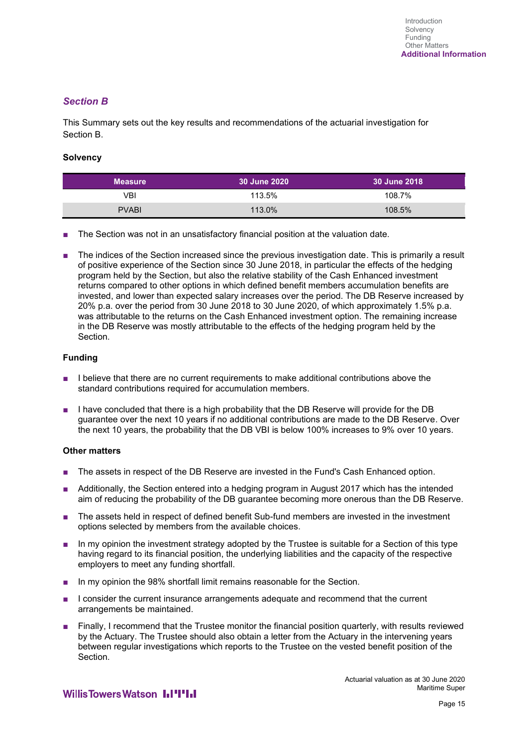### *Section B*

This Summary sets out the key results and recommendations of the actuarial investigation for Section B.

#### Solvency

| Measure | 30 June 2020 | 30 June 2018 |
|---|---|---|
| VBI | 113.5% | 108.7% |
| PVABI | 113.0% | 108.5% |

- The Section was not in an unsatisfactory financial position at the valuation date.
- The indices of the Section increased since the previous investigation date. This is primarily a result of positive experience of the Section since 30 June 2018, in particular the effects of the hedging program held by the Section, but also the relative stability of the Cash Enhanced investment returns compared to other options in which defined benefit members accumulation benefits are invested, and lower than expected salary increases over the period. The DB Reserve increased by 20% p.a. over the period from 30 June 2018 to 30 June 2020, of which approximately 1.5% p.a. was attributable to the returns on the Cash Enhanced investment option. The remaining increase in the DB Reserve was mostly attributable to the effects of the hedging program held by the Section.

#### Funding

- I believe that there are no current requirements to make additional contributions above the standard contributions required for accumulation members.
- I have concluded that there is a high probability that the DB Reserve will provide for the DB guarantee over the next 10 years if no additional contributions are made to the DB Reserve. Over the next 10 years, the probability that the DB VBI is below 100% increases to 9% over 10 years.

#### Other matters

- The assets in respect of the DB Reserve are invested in the Fund's Cash Enhanced option.
- Additionally, the Section entered into a hedging program in August 2017 which has the intended aim of reducing the probability of the DB guarantee becoming more onerous than the DB Reserve.
- The assets held in respect of defined benefit Sub-fund members are invested in the investment options selected by members from the available choices.
- In my opinion the investment strategy adopted by the Trustee is suitable for a Section of this type having regard to its financial position, the underlying liabilities and the capacity of the respective employers to meet any funding shortfall.
- In my opinion the 98% shortfall limit remains reasonable for the Section.
- I consider the current insurance arrangements adequate and recommend that the current arrangements be maintained.
- Finally, I recommend that the Trustee monitor the financial position quarterly, with results reviewed by the Actuary. The Trustee should also obtain a letter from the Actuary in the intervening years between regular investigations which reports to the Trustee on the vested benefit position of the Section.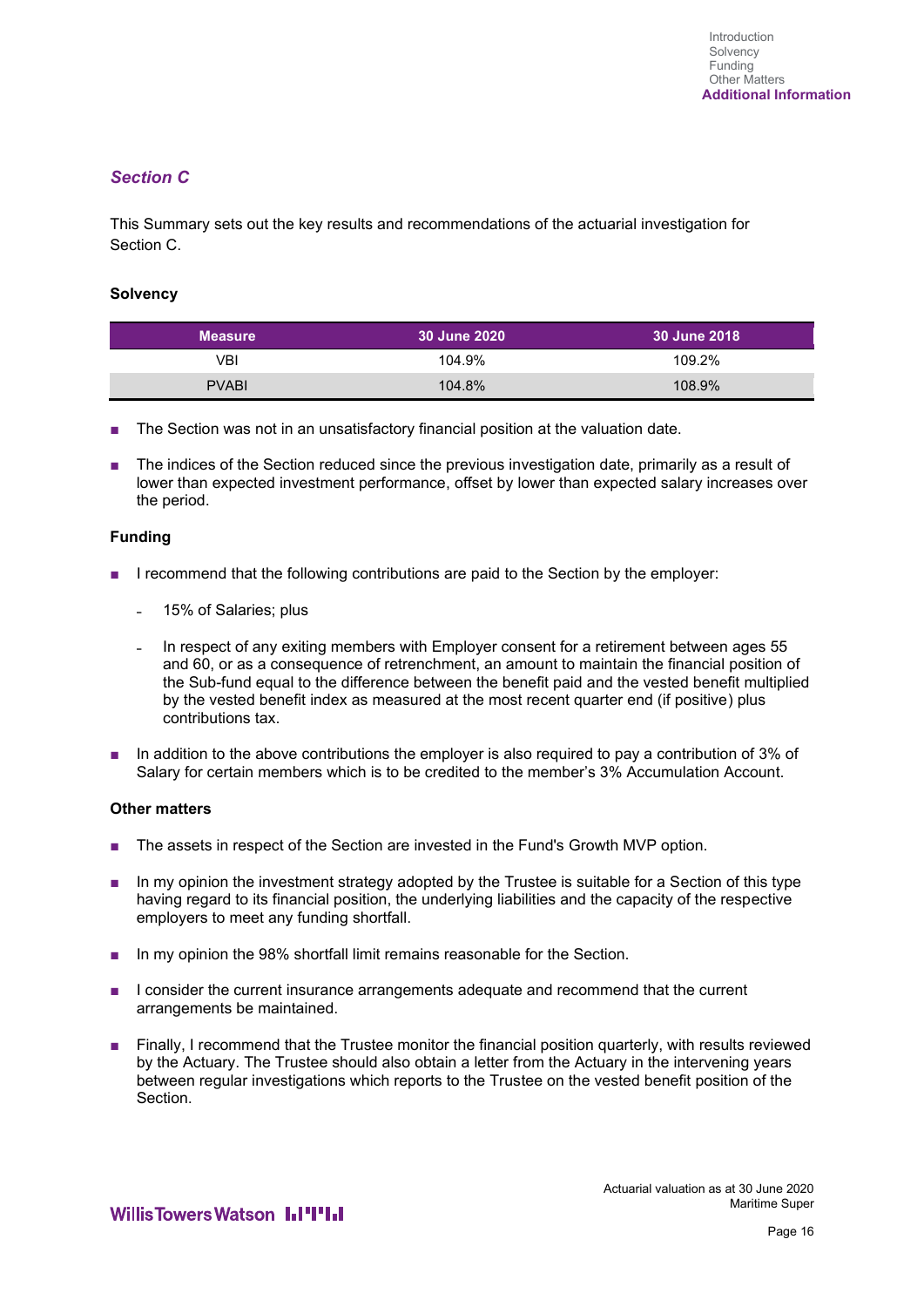## *Section C*

This Summary sets out the key results and recommendations of the actuarial investigation for Section C.

### Solvency

| Measure | 30 June 2020 | 30 June 2018 |
|---|---|---|
| VBI | 104.9% | 109.2% |
| PVABI | 104.8% | 108.9% |

- The Section was not in an unsatisfactory financial position at the valuation date.
- The indices of the Section reduced since the previous investigation date, primarily as a result of lower than expected investment performance, offset by lower than expected salary increases over the period.

### Funding

- I recommend that the following contributions are paid to the Section by the employer:
  - 15% of Salaries; plus
  - In respect of any exiting members with Employer consent for a retirement between ages 55 and 60, or as a consequence of retrenchment, an amount to maintain the financial position of the Sub-fund equal to the difference between the benefit paid and the vested benefit multiplied by the vested benefit index as measured at the most recent quarter end (if positive) plus contributions tax.
- In addition to the above contributions the employer is also required to pay a contribution of 3% of Salary for certain members which is to be credited to the member's 3% Accumulation Account.

### Other matters

- The assets in respect of the Section are invested in the Fund's Growth MVP option.
- In my opinion the investment strategy adopted by the Trustee is suitable for a Section of this type having regard to its financial position, the underlying liabilities and the capacity of the respective employers to meet any funding shortfall.
- In my opinion the 98% shortfall limit remains reasonable for the Section.
- I consider the current insurance arrangements adequate and recommend that the current arrangements be maintained.
- Finally, I recommend that the Trustee monitor the financial position quarterly, with results reviewed by the Actuary. The Trustee should also obtain a letter from the Actuary in the intervening years between regular investigations which reports to the Trustee on the vested benefit position of the Section.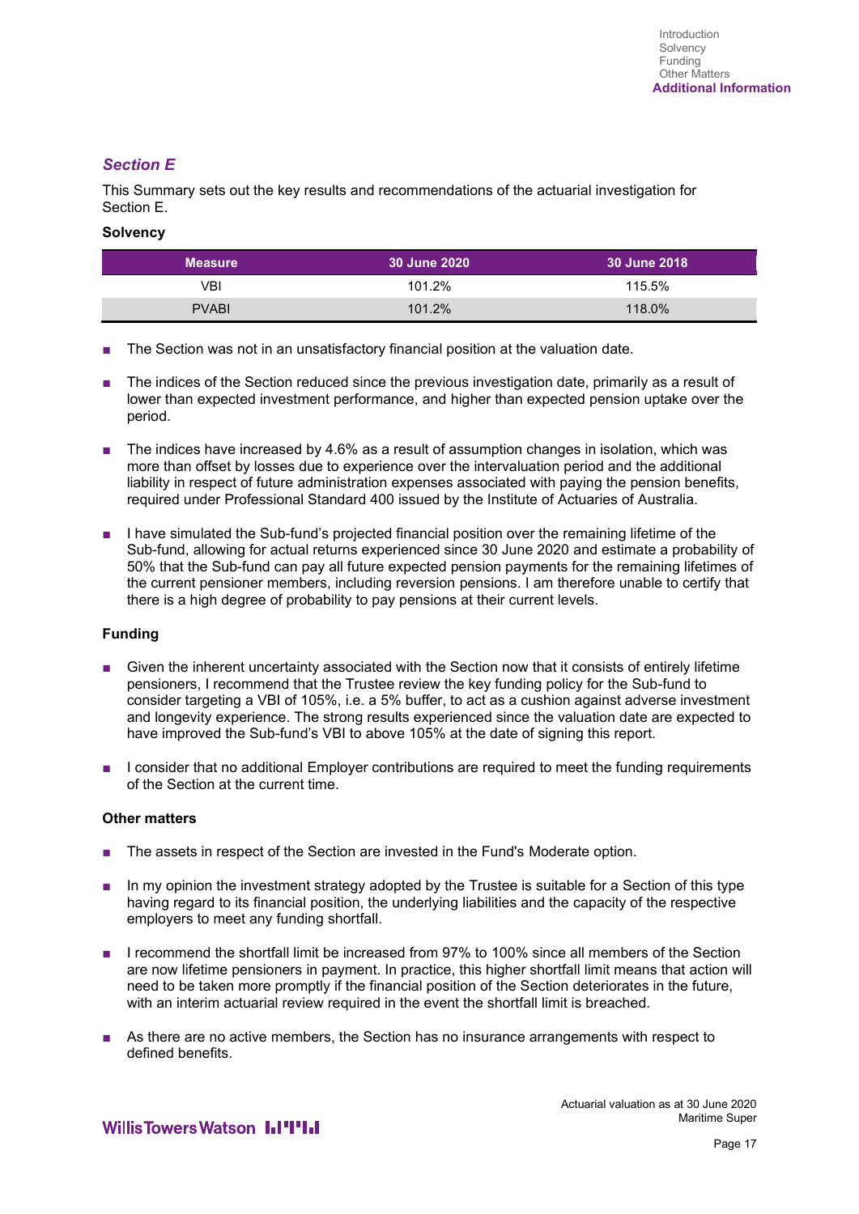## *Section E*

This Summary sets out the key results and recommendations of the actuarial investigation for Section E.

**Solvency**

| Measure | 30 June 2020 | 30 June 2018 |
|---|---|---|
| VBI | 101.2% | 115.5% |
| PVABI | 101.2% | 118.0% |

- The Section was not in an unsatisfactory financial position at the valuation date.
- The indices of the Section reduced since the previous investigation date, primarily as a result of lower than expected investment performance, and higher than expected pension uptake over the period.
- The indices have increased by 4.6% as a result of assumption changes in isolation, which was more than offset by losses due to experience over the intervaluation period and the additional liability in respect of future administration expenses associated with paying the pension benefits, required under Professional Standard 400 issued by the Institute of Actuaries of Australia.
- I have simulated the Sub-fund's projected financial position over the remaining lifetime of the Sub-fund, allowing for actual returns experienced since 30 June 2020 and estimate a probability of 50% that the Sub-fund can pay all future expected pension payments for the remaining lifetimes of the current pensioner members, including reversion pensions. I am therefore unable to certify that there is a high degree of probability to pay pensions at their current levels.

**Funding**

- Given the inherent uncertainty associated with the Section now that it consists of entirely lifetime pensioners, I recommend that the Trustee review the key funding policy for the Sub-fund to consider targeting a VBI of 105%, i.e. a 5% buffer, to act as a cushion against adverse investment and longevity experience. The strong results experienced since the valuation date are expected to have improved the Sub-fund's VBI to above 105% at the date of signing this report.
- I consider that no additional Employer contributions are required to meet the funding requirements of the Section at the current time.

**Other matters**

- The assets in respect of the Section are invested in the Fund's Moderate option.
- In my opinion the investment strategy adopted by the Trustee is suitable for a Section of this type having regard to its financial position, the underlying liabilities and the capacity of the respective employers to meet any funding shortfall.
- I recommend the shortfall limit be increased from 97% to 100% since all members of the Section are now lifetime pensioners in payment. In practice, this higher shortfall limit means that action will need to be taken more promptly if the financial position of the Section deteriorates in the future, with an interim actuarial review required in the event the shortfall limit is breached.
- As there are no active members, the Section has no insurance arrangements with respect to defined benefits.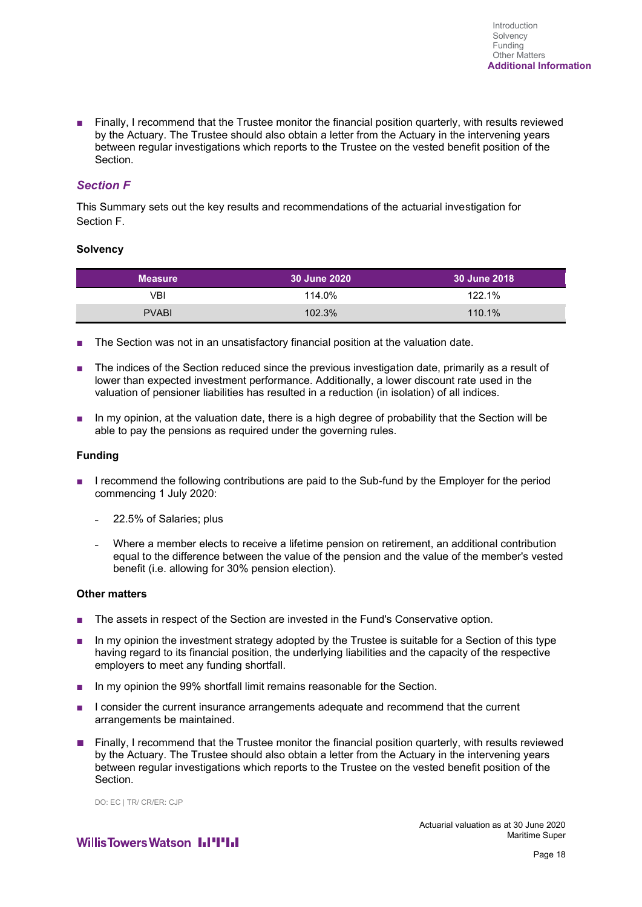- Finally, I recommend that the Trustee monitor the financial position quarterly, with results reviewed by the Actuary. The Trustee should also obtain a letter from the Actuary in the intervening years between regular investigations which reports to the Trustee on the vested benefit position of the Section.

## *Section F*

This Summary sets out the key results and recommendations of the actuarial investigation for Section F.

**Solvency**

| Measure | 30 June 2020 | 30 June 2018 |
|---|---|---|
| VBI | 114.0% | 122.1% |
| PVABI | 102.3% | 110.1% |

- The Section was not in an unsatisfactory financial position at the valuation date.
- The indices of the Section reduced since the previous investigation date, primarily as a result of lower than expected investment performance. Additionally, a lower discount rate used in the valuation of pensioner liabilities has resulted in a reduction (in isolation) of all indices.
- In my opinion, at the valuation date, there is a high degree of probability that the Section will be able to pay the pensions as required under the governing rules.

**Funding**

- I recommend the following contributions are paid to the Sub-fund by the Employer for the period commencing 1 July 2020:
  - 22.5% of Salaries; plus
  - Where a member elects to receive a lifetime pension on retirement, an additional contribution equal to the difference between the value of the pension and the value of the member's vested benefit (i.e. allowing for 30% pension election).

**Other matters**

- The assets in respect of the Section are invested in the Fund's Conservative option.
- In my opinion the investment strategy adopted by the Trustee is suitable for a Section of this type having regard to its financial position, the underlying liabilities and the capacity of the respective employers to meet any funding shortfall.
- In my opinion the 99% shortfall limit remains reasonable for the Section.
- I consider the current insurance arrangements adequate and recommend that the current arrangements be maintained.
- Finally, I recommend that the Trustee monitor the financial position quarterly, with results reviewed by the Actuary. The Trustee should also obtain a letter from the Actuary in the intervening years between regular investigations which reports to the Trustee on the vested benefit position of the Section.

DO: EC | TR/ CR/ER: CJP